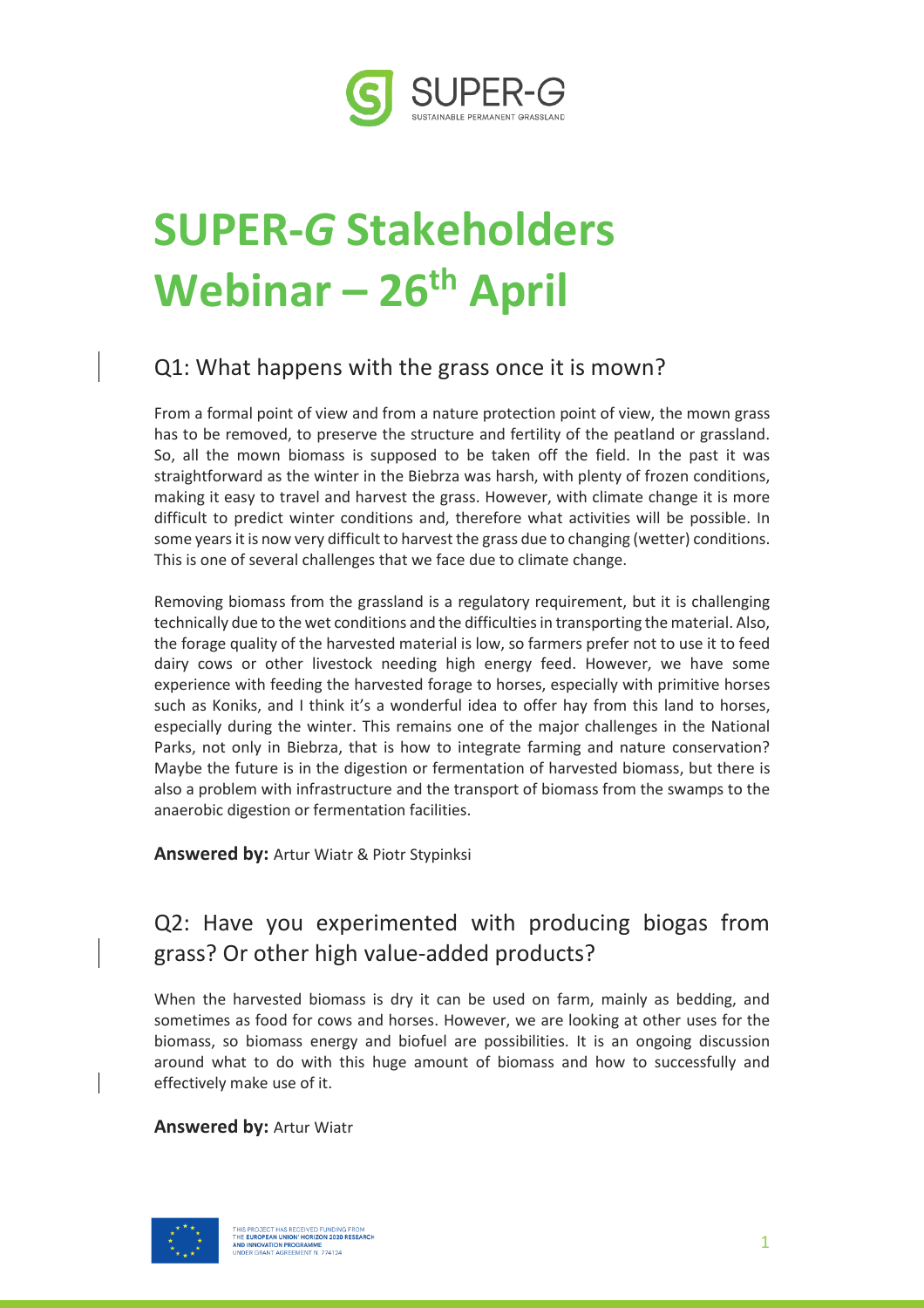# SUPER-*G* Stakeholders Webinar – 26th April

## Q1: What happens with the grass once it is mown?

From a formal point of view and from a nature protection point of view, the mown grass has to be removed, to preserve the structure and fertility of the peatland or grassland. So, all the mown biomass is supposed to be taken off the field. In the past it was straightforward as the winter in the Biebrza was harsh, with plenty of frozen conditions, making it easy to travel and harvest the grass. However, with climate change it is more difficult to predict winter conditions and, therefore what activities will be possible. In some years it is now very difficult to harvest the grass due to changing (wetter) conditions. This is one of several challenges that we face due to climate change.

Removing biomass from the grassland is a regulatory requirement, but it is challenging technically due to the wet conditions and the difficulties in transporting the material. Also, the forage quality of the harvested material is low, so farmers prefer not to use it to feed dairy cows or other livestock needing high energy feed. However, we have some experience with feeding the harvested forage to horses, especially with primitive horses such as Koniks, and I think it's a wonderful idea to offer hay from this land to horses, especially during the winter. This remains one of the major challenges in the National Parks, not only in Biebrza, that is how to integrate farming and nature conservation? Maybe the future is in the digestion or fermentation of harvested biomass, but there is also a problem with infrastructure and the transport of biomass from the swamps to the anaerobic digestion or fermentation facilities.

**Answered by:** Artur Wiatr & Piotr Stypinksi

## Q2: Have you experimented with producing biogas from grass? Or other high value-added products?

When the harvested biomass is dry it can be used on farm, mainly as bedding, and sometimes as food for cows and horses. However, we are looking at other uses for the biomass, so biomass energy and biofuel are possibilities. It is an ongoing discussion around what to do with this huge amount of biomass and how to successfully and effectively make use of it.

**Answered by:** Artur Wiatr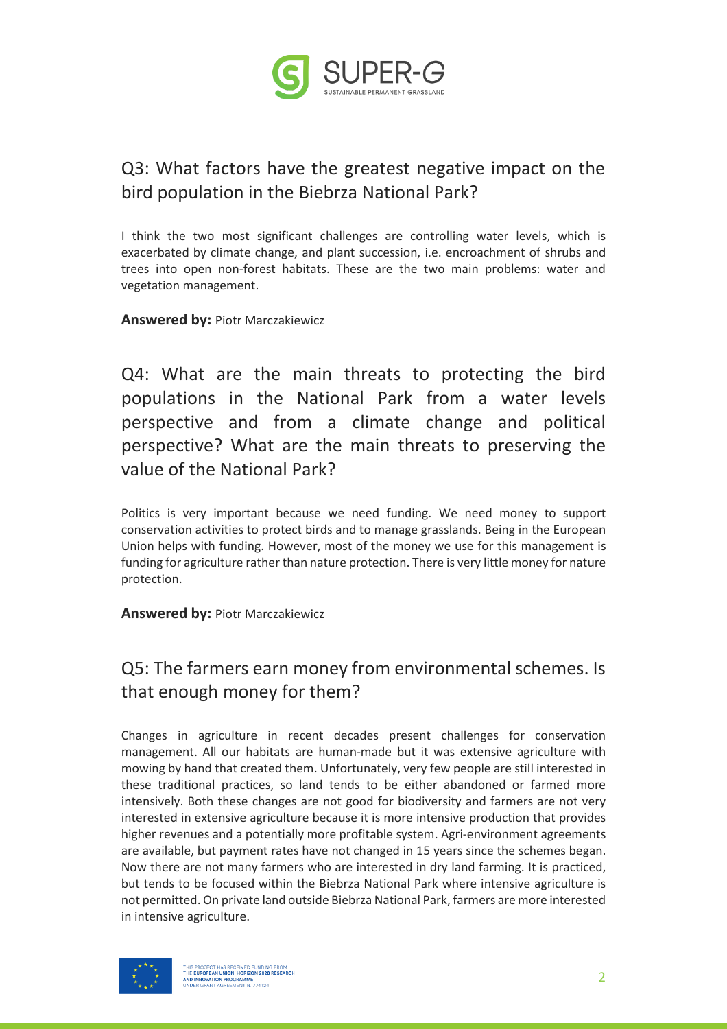## Q3: What factors have the greatest negative impact on the bird population in the Biebrza National Park?

I think the two most significant challenges are controlling water levels, which is exacerbated by climate change, and plant succession, i.e. encroachment of shrubs and trees into open non-forest habitats. These are the two main problems: water and vegetation management.

**Answered by:** Piotr Marczakiewicz

## Q4: What are the main threats to protecting the bird populations in the National Park from a water levels perspective and from a climate change and political perspective? What are the main threats to preserving the value of the National Park?

Politics is very important because we need funding. We need money to support conservation activities to protect birds and to manage grasslands. Being in the European Union helps with funding. However, most of the money we use for this management is funding for agriculture rather than nature protection. There is very little money for nature protection.

**Answered by:** Piotr Marczakiewicz

## Q5: The farmers earn money from environmental schemes. Is that enough money for them?

Changes in agriculture in recent decades present challenges for conservation management. All our habitats are human-made but it was extensive agriculture with mowing by hand that created them. Unfortunately, very few people are still interested in these traditional practices, so land tends to be either abandoned or farmed more intensively. Both these changes are not good for biodiversity and farmers are not very interested in extensive agriculture because it is more intensive production that provides higher revenues and a potentially more profitable system. Agri-environment agreements are available, but payment rates have not changed in 15 years since the schemes began. Now there are not many farmers who are interested in dry land farming. It is practiced, but tends to be focused within the Biebrza National Park where intensive agriculture is not permitted. On private land outside Biebrza National Park, farmers are more interested in intensive agriculture.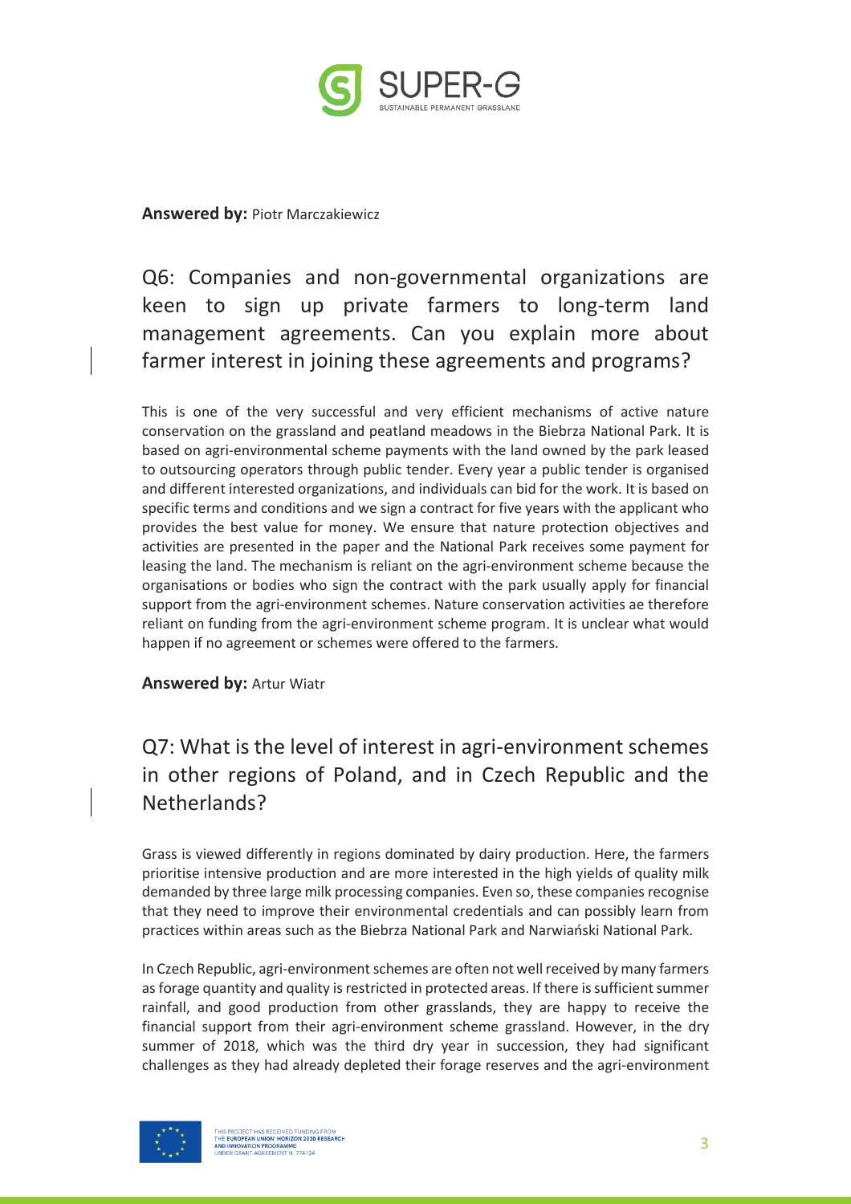**Answered by:** Piotr Marczakiewicz

## Q6: Companies and non-governmental organizations are keen to sign up private farmers to long-term land management agreements. Can you explain more about farmer interest in joining these agreements and programs?

This is one of the very successful and very efficient mechanisms of active nature conservation on the grassland and peatland meadows in the Biebrza National Park. It is based on agri-environmental scheme payments with the land owned by the park leased to outsourcing operators through public tender. Every year a public tender is organised and different interested organizations, and individuals can bid for the work. It is based on specific terms and conditions and we sign a contract for five years with the applicant who provides the best value for money. We ensure that nature protection objectives and activities are presented in the paper and the National Park receives some payment for leasing the land. The mechanism is reliant on the agri-environment scheme because the organisations or bodies who sign the contract with the park usually apply for financial support from the agri-environment schemes. Nature conservation activities ae therefore reliant on funding from the agri-environment scheme program. It is unclear what would happen if no agreement or schemes were offered to the farmers.

**Answered by:** Artur Wiatr

## Q7: What is the level of interest in agri-environment schemes in other regions of Poland, and in Czech Republic and the Netherlands?

Grass is viewed differently in regions dominated by dairy production. Here, the farmers prioritise intensive production and are more interested in the high yields of quality milk demanded by three large milk processing companies. Even so, these companies recognise that they need to improve their environmental credentials and can possibly learn from practices within areas such as the Biebrza National Park and Narwiański National Park.

In Czech Republic, agri-environment schemes are often not well received by many farmers as forage quantity and quality is restricted in protected areas. If there is sufficient summer rainfall, and good production from other grasslands, they are happy to receive the financial support from their agri-environment scheme grassland. However, in the dry summer of 2018, which was the third dry year in succession, they had significant challenges as they had already depleted their forage reserves and the agri-environment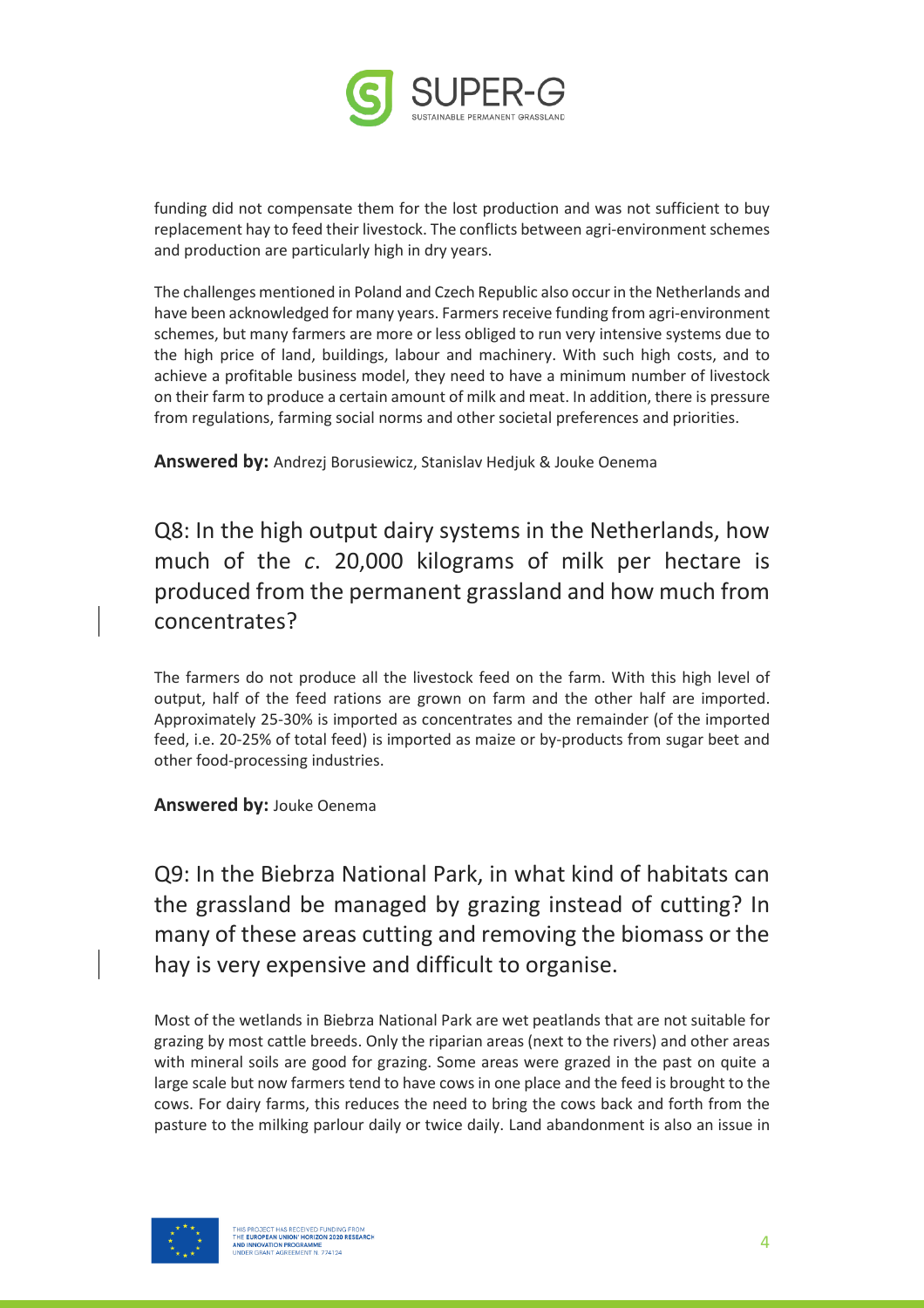funding did not compensate them for the lost production and was not sufficient to buy replacement hay to feed their livestock. The conflicts between agri-environment schemes and production are particularly high in dry years.

The challenges mentioned in Poland and Czech Republic also occur in the Netherlands and have been acknowledged for many years. Farmers receive funding from agri-environment schemes, but many farmers are more or less obliged to run very intensive systems due to the high price of land, buildings, labour and machinery. With such high costs, and to achieve a profitable business model, they need to have a minimum number of livestock on their farm to produce a certain amount of milk and meat. In addition, there is pressure from regulations, farming social norms and other societal preferences and priorities.

**Answered by:** Andrezj Borusiewicz, Stanislav Hedjuk & Jouke Oenema

## Q8: In the high output dairy systems in the Netherlands, how much of the *c*. 20,000 kilograms of milk per hectare is produced from the permanent grassland and how much from concentrates?

The farmers do not produce all the livestock feed on the farm. With this high level of output, half of the feed rations are grown on farm and the other half are imported. Approximately 25-30% is imported as concentrates and the remainder (of the imported feed, i.e. 20-25% of total feed) is imported as maize or by-products from sugar beet and other food-processing industries.

**Answered by:** Jouke Oenema

## Q9: In the Biebrza National Park, in what kind of habitats can the grassland be managed by grazing instead of cutting? In many of these areas cutting and removing the biomass or the hay is very expensive and difficult to organise.

Most of the wetlands in Biebrza National Park are wet peatlands that are not suitable for grazing by most cattle breeds. Only the riparian areas (next to the rivers) and other areas with mineral soils are good for grazing. Some areas were grazed in the past on quite a large scale but now farmers tend to have cows in one place and the feed is brought to the cows. For dairy farms, this reduces the need to bring the cows back and forth from the pasture to the milking parlour daily or twice daily. Land abandonment is also an issue in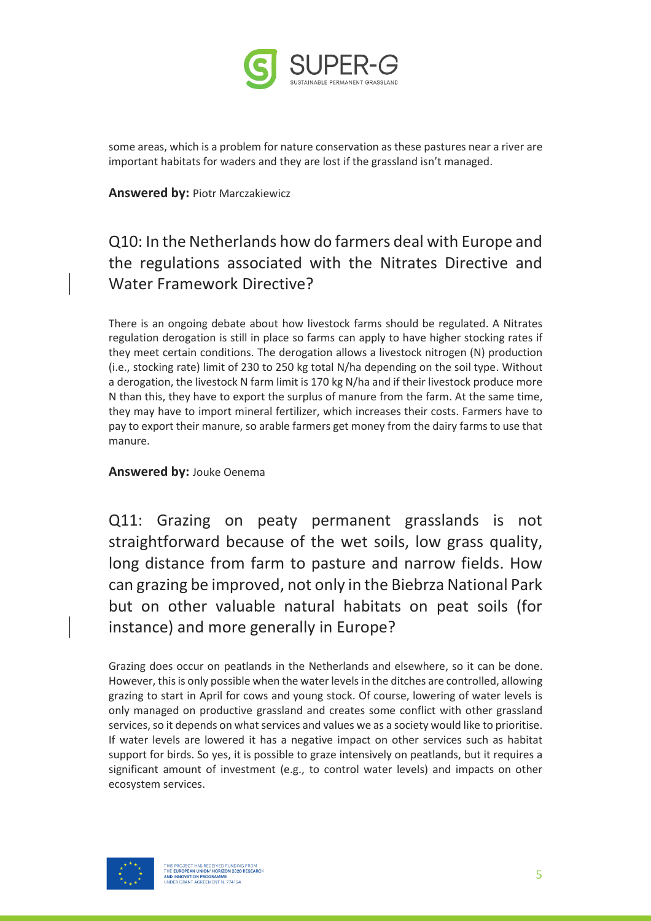some areas, which is a problem for nature conservation as these pastures near a river are important habitats for waders and they are lost if the grassland isn't managed.

**Answered by:** Piotr Marczakiewicz

## Q10: In the Netherlands how do farmers deal with Europe and the regulations associated with the Nitrates Directive and Water Framework Directive?

There is an ongoing debate about how livestock farms should be regulated. A Nitrates regulation derogation is still in place so farms can apply to have higher stocking rates if they meet certain conditions. The derogation allows a livestock nitrogen (N) production (i.e., stocking rate) limit of 230 to 250 kg total N/ha depending on the soil type. Without a derogation, the livestock N farm limit is 170 kg N/ha and if their livestock produce more N than this, they have to export the surplus of manure from the farm. At the same time, they may have to import mineral fertilizer, which increases their costs. Farmers have to pay to export their manure, so arable farmers get money from the dairy farms to use that manure.

**Answered by:** Jouke Oenema

## Q11: Grazing on peaty permanent grasslands is not straightforward because of the wet soils, low grass quality, long distance from farm to pasture and narrow fields. How can grazing be improved, not only in the Biebrza National Park but on other valuable natural habitats on peat soils (for instance) and more generally in Europe?

Grazing does occur on peatlands in the Netherlands and elsewhere, so it can be done. However, this is only possible when the water levels in the ditches are controlled, allowing grazing to start in April for cows and young stock. Of course, lowering of water levels is only managed on productive grassland and creates some conflict with other grassland services, so it depends on what services and values we as a society would like to prioritise. If water levels are lowered it has a negative impact on other services such as habitat support for birds. So yes, it is possible to graze intensively on peatlands, but it requires a significant amount of investment (e.g., to control water levels) and impacts on other ecosystem services.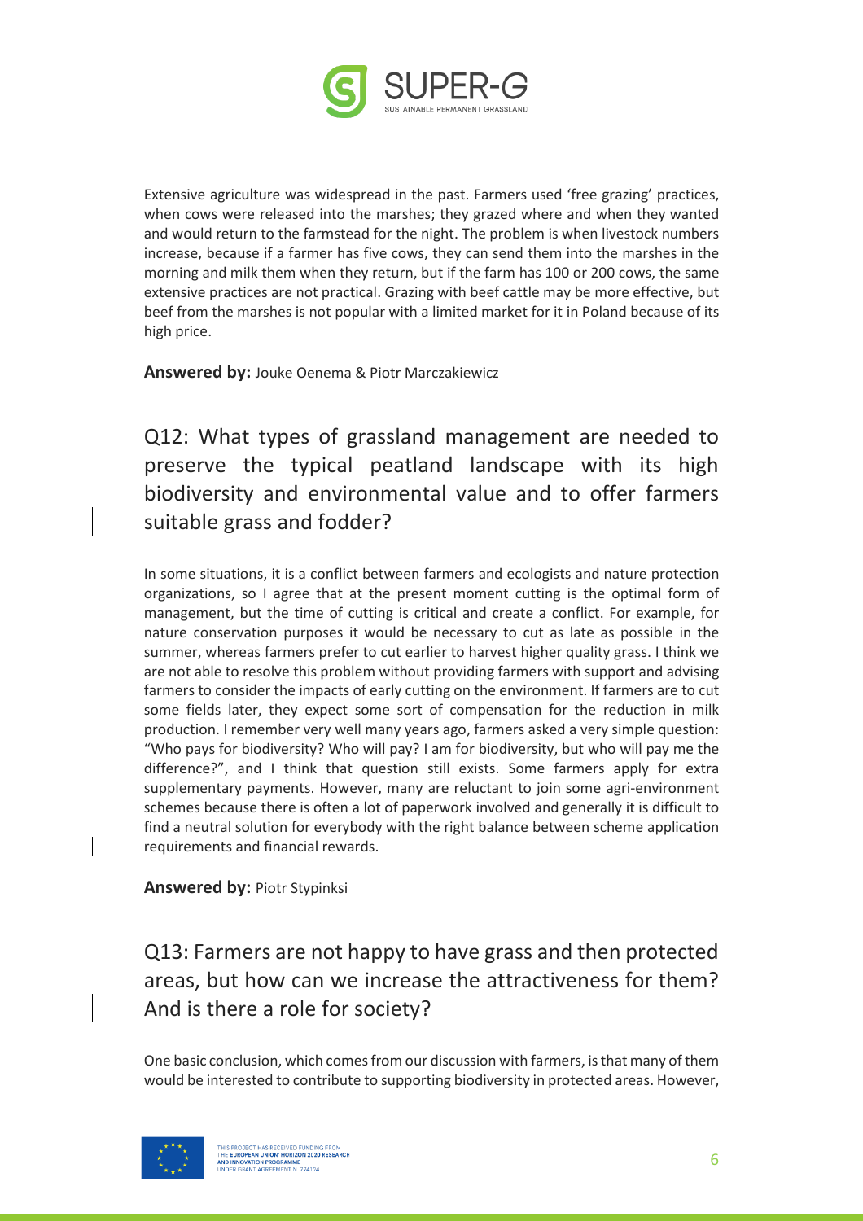Extensive agriculture was widespread in the past. Farmers used 'free grazing' practices, when cows were released into the marshes; they grazed where and when they wanted and would return to the farmstead for the night. The problem is when livestock numbers increase, because if a farmer has five cows, they can send them into the marshes in the morning and milk them when they return, but if the farm has 100 or 200 cows, the same extensive practices are not practical. Grazing with beef cattle may be more effective, but beef from the marshes is not popular with a limited market for it in Poland because of its high price.

**Answered by:** Jouke Oenema & Piotr Marczakiewicz

## Q12: What types of grassland management are needed to preserve the typical peatland landscape with its high biodiversity and environmental value and to offer farmers suitable grass and fodder?

In some situations, it is a conflict between farmers and ecologists and nature protection organizations, so I agree that at the present moment cutting is the optimal form of management, but the time of cutting is critical and create a conflict. For example, for nature conservation purposes it would be necessary to cut as late as possible in the summer, whereas farmers prefer to cut earlier to harvest higher quality grass. I think we are not able to resolve this problem without providing farmers with support and advising farmers to consider the impacts of early cutting on the environment. If farmers are to cut some fields later, they expect some sort of compensation for the reduction in milk production. I remember very well many years ago, farmers asked a very simple question: "Who pays for biodiversity? Who will pay? I am for biodiversity, but who will pay me the difference?", and I think that question still exists. Some farmers apply for extra supplementary payments. However, many are reluctant to join some agri-environment schemes because there is often a lot of paperwork involved and generally it is difficult to find a neutral solution for everybody with the right balance between scheme application requirements and financial rewards.

**Answered by:** Piotr Stypinksi

## Q13: Farmers are not happy to have grass and then protected areas, but how can we increase the attractiveness for them? And is there a role for society?

One basic conclusion, which comes from our discussion with farmers, is that many of them would be interested to contribute to supporting biodiversity in protected areas. However,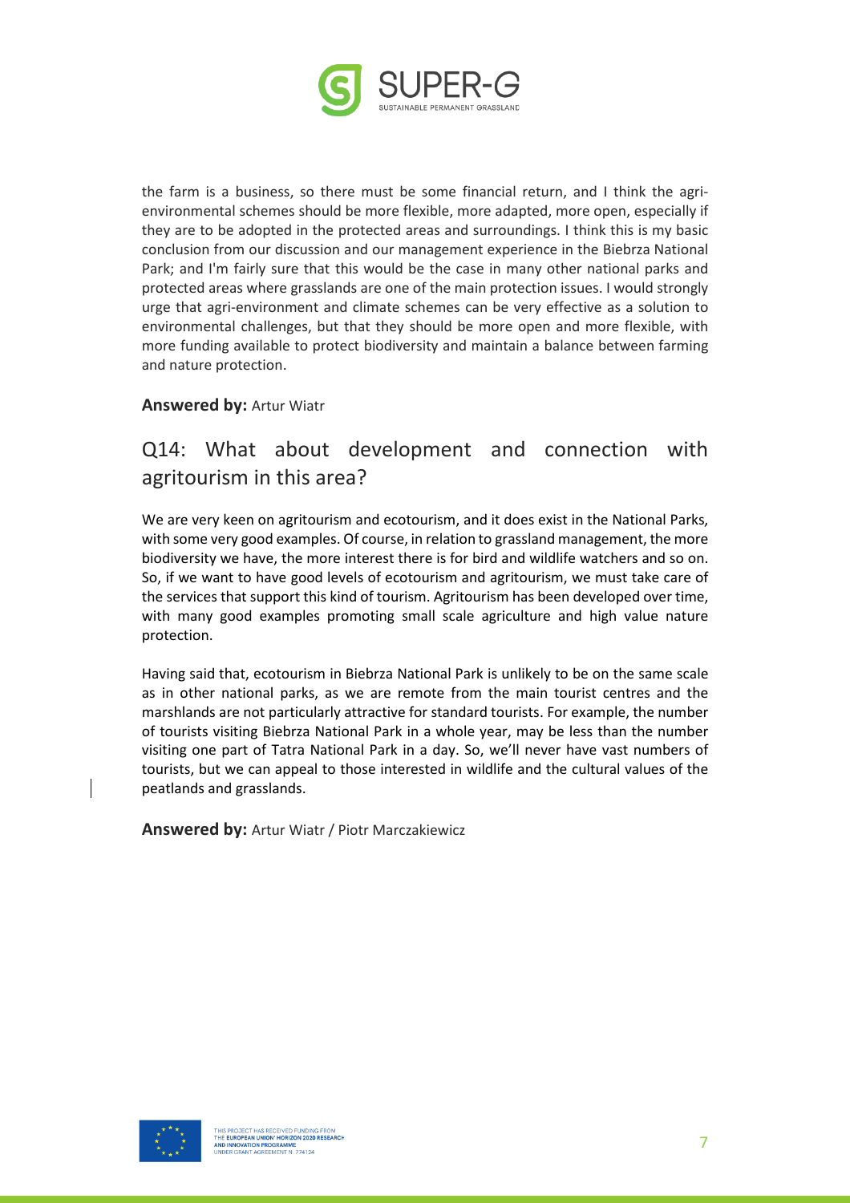the farm is a business, so there must be some financial return, and I think the agri-environmental schemes should be more flexible, more adapted, more open, especially if they are to be adopted in the protected areas and surroundings. I think this is my basic conclusion from our discussion and our management experience in the Biebrza National Park; and I'm fairly sure that this would be the case in many other national parks and protected areas where grasslands are one of the main protection issues. I would strongly urge that agri-environment and climate schemes can be very effective as a solution to environmental challenges, but that they should be more open and more flexible, with more funding available to protect biodiversity and maintain a balance between farming and nature protection.

**Answered by:** Artur Wiatr

## Q14: What about development and connection with agritourism in this area?

We are very keen on agritourism and ecotourism, and it does exist in the National Parks, with some very good examples. Of course, in relation to grassland management, the more biodiversity we have, the more interest there is for bird and wildlife watchers and so on. So, if we want to have good levels of ecotourism and agritourism, we must take care of the services that support this kind of tourism. Agritourism has been developed over time, with many good examples promoting small scale agriculture and high value nature protection.

Having said that, ecotourism in Biebrza National Park is unlikely to be on the same scale as in other national parks, as we are remote from the main tourist centres and the marshlands are not particularly attractive for standard tourists. For example, the number of tourists visiting Biebrza National Park in a whole year, may be less than the number visiting one part of Tatra National Park in a day. So, we'll never have vast numbers of tourists, but we can appeal to those interested in wildlife and the cultural values of the peatlands and grasslands.

**Answered by:** Artur Wiatr / Piotr Marczakiewicz